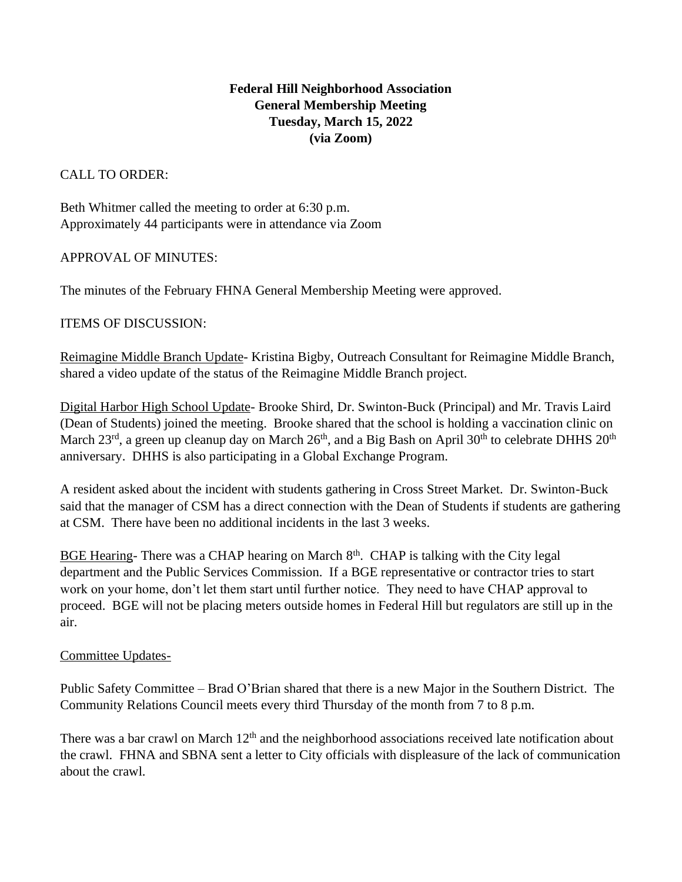**Federal Hill Neighborhood Association**
**General Membership Meeting**
**Tuesday, March 15, 2022**
**(via Zoom)**

CALL TO ORDER:

Beth Whitmer called the meeting to order at 6:30 p.m.
Approximately 44 participants were in attendance via Zoom

APPROVAL OF MINUTES:

The minutes of the February FHNA General Membership Meeting were approved.

ITEMS OF DISCUSSION:

Reimagine Middle Branch Update- Kristina Bigby, Outreach Consultant for Reimagine Middle Branch, shared a video update of the status of the Reimagine Middle Branch project.

Digital Harbor High School Update- Brooke Shird, Dr. Swinton-Buck (Principal) and Mr. Travis Laird (Dean of Students) joined the meeting. Brooke shared that the school is holding a vaccination clinic on March 23rd, a green up cleanup day on March 26th, and a Big Bash on April 30th to celebrate DHHS 20th anniversary. DHHS is also participating in a Global Exchange Program.

A resident asked about the incident with students gathering in Cross Street Market. Dr. Swinton-Buck said that the manager of CSM has a direct connection with the Dean of Students if students are gathering at CSM. There have been no additional incidents in the last 3 weeks.

BGE Hearing- There was a CHAP hearing on March 8th. CHAP is talking with the City legal department and the Public Services Commission. If a BGE representative or contractor tries to start work on your home, don't let them start until further notice. They need to have CHAP approval to proceed. BGE will not be placing meters outside homes in Federal Hill but regulators are still up in the air.

Committee Updates-

Public Safety Committee – Brad O'Brian shared that there is a new Major in the Southern District. The Community Relations Council meets every third Thursday of the month from 7 to 8 p.m.

There was a bar crawl on March 12th and the neighborhood associations received late notification about the crawl. FHNA and SBNA sent a letter to City officials with displeasure of the lack of communication about the crawl.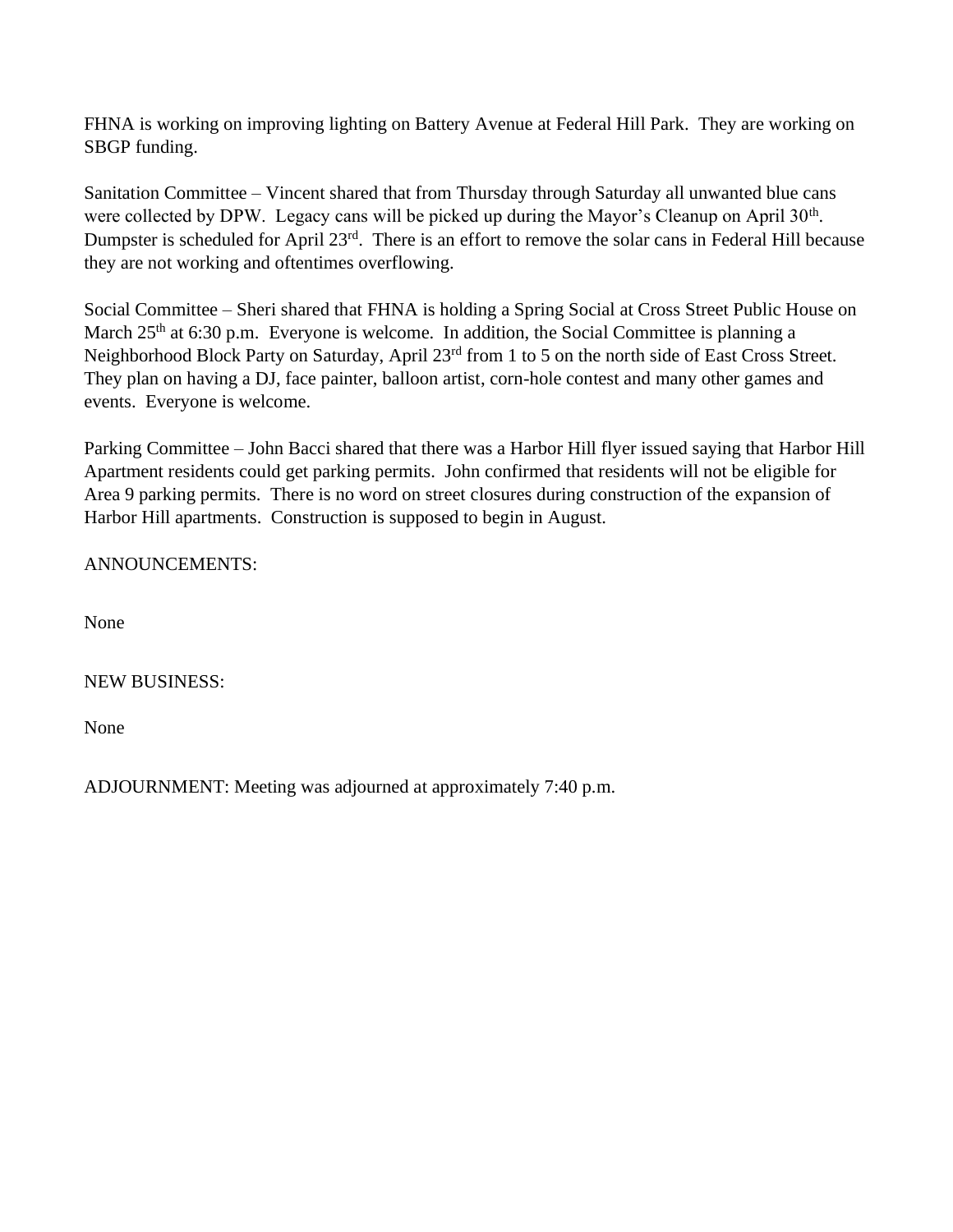FHNA is working on improving lighting on Battery Avenue at Federal Hill Park. They are working on SBGP funding.

Sanitation Committee – Vincent shared that from Thursday through Saturday all unwanted blue cans were collected by DPW. Legacy cans will be picked up during the Mayor's Cleanup on April 30th. Dumpster is scheduled for April 23rd. There is an effort to remove the solar cans in Federal Hill because they are not working and oftentimes overflowing.

Social Committee – Sheri shared that FHNA is holding a Spring Social at Cross Street Public House on March 25th at 6:30 p.m. Everyone is welcome. In addition, the Social Committee is planning a Neighborhood Block Party on Saturday, April 23rd from 1 to 5 on the north side of East Cross Street. They plan on having a DJ, face painter, balloon artist, corn-hole contest and many other games and events. Everyone is welcome.

Parking Committee – John Bacci shared that there was a Harbor Hill flyer issued saying that Harbor Hill Apartment residents could get parking permits. John confirmed that residents will not be eligible for Area 9 parking permits. There is no word on street closures during construction of the expansion of Harbor Hill apartments. Construction is supposed to begin in August.

ANNOUNCEMENTS:

None

NEW BUSINESS:

None

ADJOURNMENT: Meeting was adjourned at approximately 7:40 p.m.